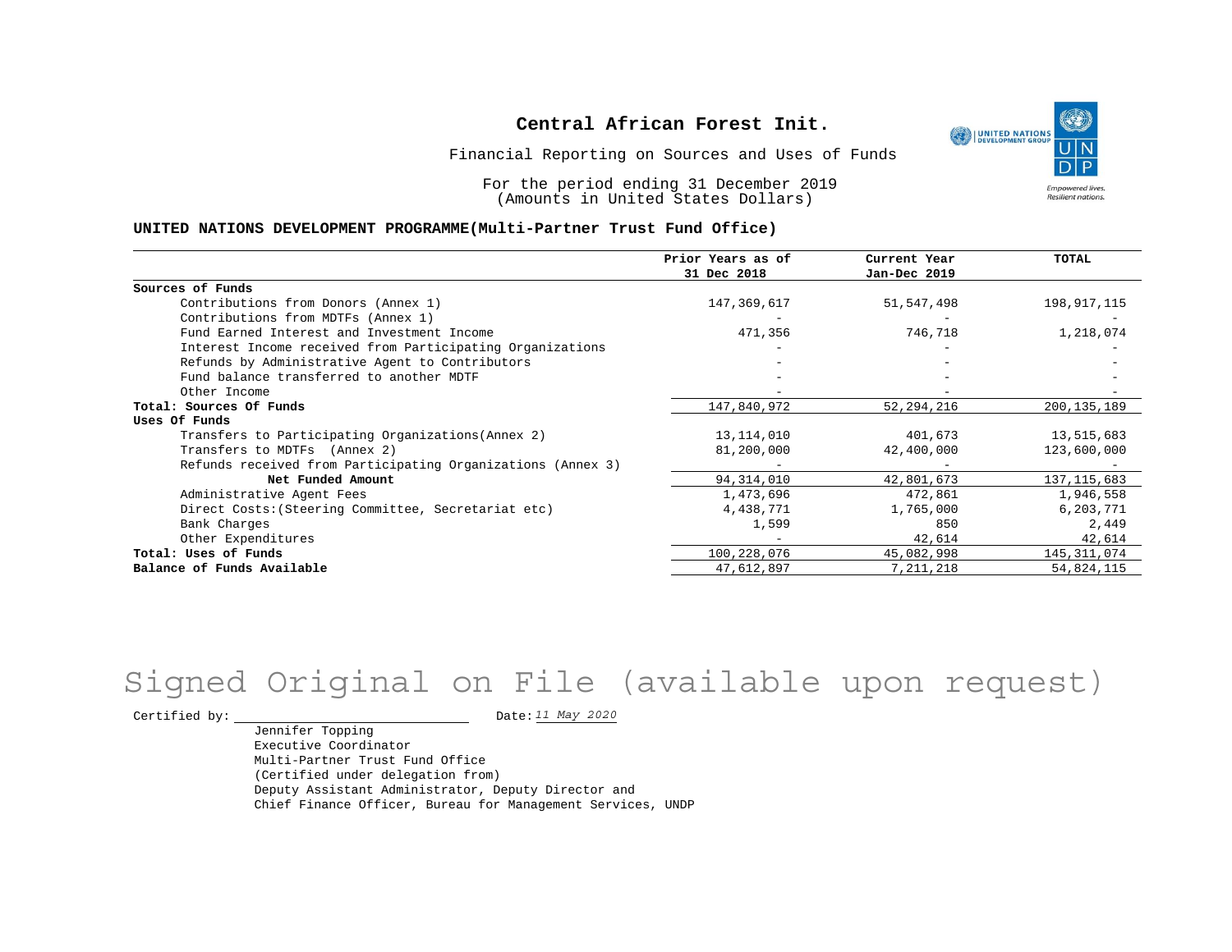# Central African Forest Init.

Financial Reporting on Sources and Uses of Funds

For the period ending 31 December 2019
(Amounts in United States Dollars)

**UNITED NATIONS DEVELOPMENT PROGRAMME(Multi-Partner Trust Fund Office)**

| | Prior Years as of 31 Dec 2018 | Current Year Jan-Dec 2019 | TOTAL |
|---|---|---|---|
| **Sources of Funds** | | | |
| Contributions from Donors (Annex 1) | 147,369,617 | 51,547,498 | 198,917,115 |
| Contributions from MDTFs (Annex 1) | - | - | - |
| Fund Earned Interest and Investment Income | 471,356 | 746,718 | 1,218,074 |
| Interest Income received from Participating Organizations | - | - | - |
| Refunds by Administrative Agent to Contributors | - | - | - |
| Fund balance transferred to another MDTF | - | - | - |
| Other Income | - | - | - |
| **Total: Sources Of Funds** | 147,840,972 | 52,294,216 | 200,135,189 |
| **Uses Of Funds** | | | |
| Transfers to Participating Organizations(Annex 2) | 13,114,010 | 401,673 | 13,515,683 |
| Transfers to MDTFs (Annex 2) | 81,200,000 | 42,400,000 | 123,600,000 |
| Refunds received from Participating Organizations (Annex 3) | - | - | - |
| **Net Funded Amount** | 94,314,010 | 42,801,673 | 137,115,683 |
| Administrative Agent Fees | 1,473,696 | 472,861 | 1,946,558 |
| Direct Costs:(Steering Committee, Secretariat etc) | 4,438,771 | 1,765,000 | 6,203,771 |
| Bank Charges | 1,599 | 850 | 2,449 |
| Other Expenditures | - | 42,614 | 42,614 |
| **Total: Uses of Funds** | 100,228,076 | 45,082,998 | 145,311,074 |
| **Balance of Funds Available** | 47,612,897 | 7,211,218 | 54,824,115 |

Signed Original on File (available upon request)

Certified by: ______________________ Date: *11 May 2020*

Jennifer Topping
Executive Coordinator
Multi-Partner Trust Fund Office
(Certified under delegation from)
Deputy Assistant Administrator, Deputy Director and
Chief Finance Officer, Bureau for Management Services, UNDP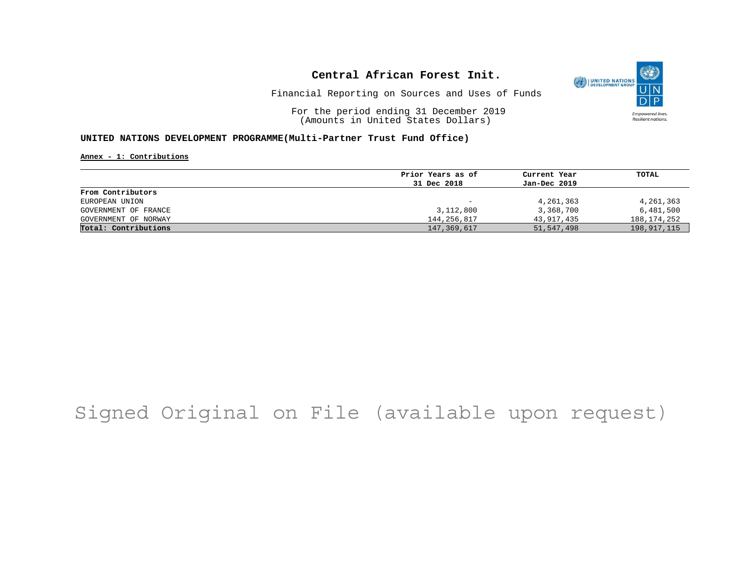# Central African Forest Init.

Financial Reporting on Sources and Uses of Funds

For the period ending 31 December 2019
(Amounts in United States Dollars)

**UNITED NATIONS DEVELOPMENT PROGRAMME(Multi-Partner Trust Fund Office)**

**Annex - 1: Contributions**

| | Prior Years as of 31 Dec 2018 | Current Year Jan-Dec 2019 | TOTAL |
|---|---|---|---|
| **From Contributors** | | | |
| EUROPEAN UNION | - | 4,261,363 | 4,261,363 |
| GOVERNMENT OF FRANCE | 3,112,800 | 3,368,700 | 6,481,500 |
| GOVERNMENT OF NORWAY | 144,256,817 | 43,917,435 | 188,174,252 |
| **Total: Contributions** | 147,369,617 | 51,547,498 | 198,917,115 |

Signed Original on File (available upon request)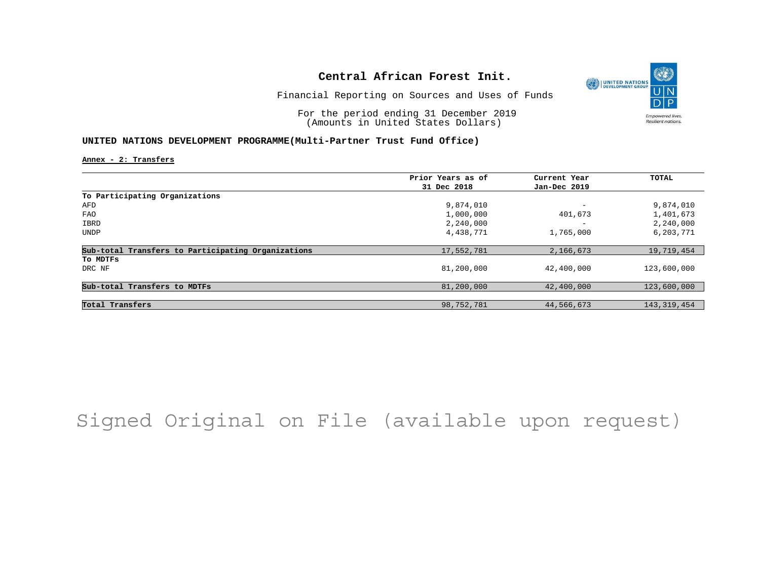# Central African Forest Init.

Financial Reporting on Sources and Uses of Funds

For the period ending 31 December 2019
(Amounts in United States Dollars)

**UNITED NATIONS DEVELOPMENT PROGRAMME(Multi-Partner Trust Fund Office)**

**Annex - 2: Transfers**

| | Prior Years as of 31 Dec 2018 | Current Year Jan-Dec 2019 | TOTAL |
|---|---|---|---|
| **To Participating Organizations** | | | |
| AFD | 9,874,010 | - | 9,874,010 |
| FAO | 1,000,000 | 401,673 | 1,401,673 |
| IBRD | 2,240,000 | - | 2,240,000 |
| UNDP | 4,438,771 | 1,765,000 | 6,203,771 |
| **Sub-total Transfers to Participating Organizations** | 17,552,781 | 2,166,673 | 19,719,454 |
| **To MDTFs** | | | |
| DRC NF | 81,200,000 | 42,400,000 | 123,600,000 |
| **Sub-total Transfers to MDTFs** | 81,200,000 | 42,400,000 | 123,600,000 |
| **Total Transfers** | 98,752,781 | 44,566,673 | 143,319,454 |

Signed Original on File (available upon request)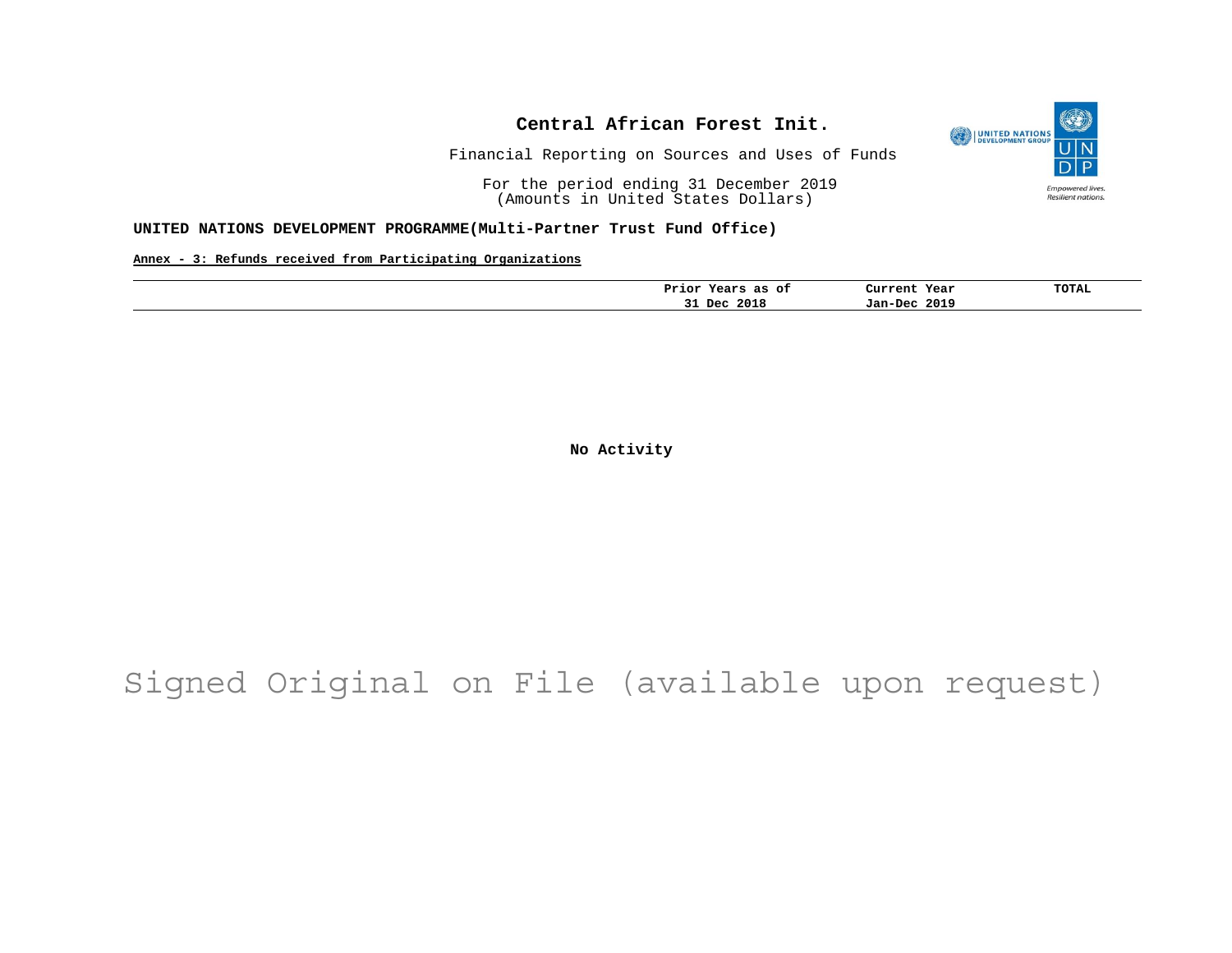# Central African Forest Init.

Financial Reporting on Sources and Uses of Funds

For the period ending 31 December 2019
(Amounts in United States Dollars)

**UNITED NATIONS DEVELOPMENT PROGRAMME(Multi-Partner Trust Fund Office)**

**Annex - 3: Refunds received from Participating Organizations**

| | Prior Years as of 31 Dec 2018 | Current Year Jan-Dec 2019 | TOTAL |
|---|---|---|---|

**No Activity**

Signed Original on File (available upon request)